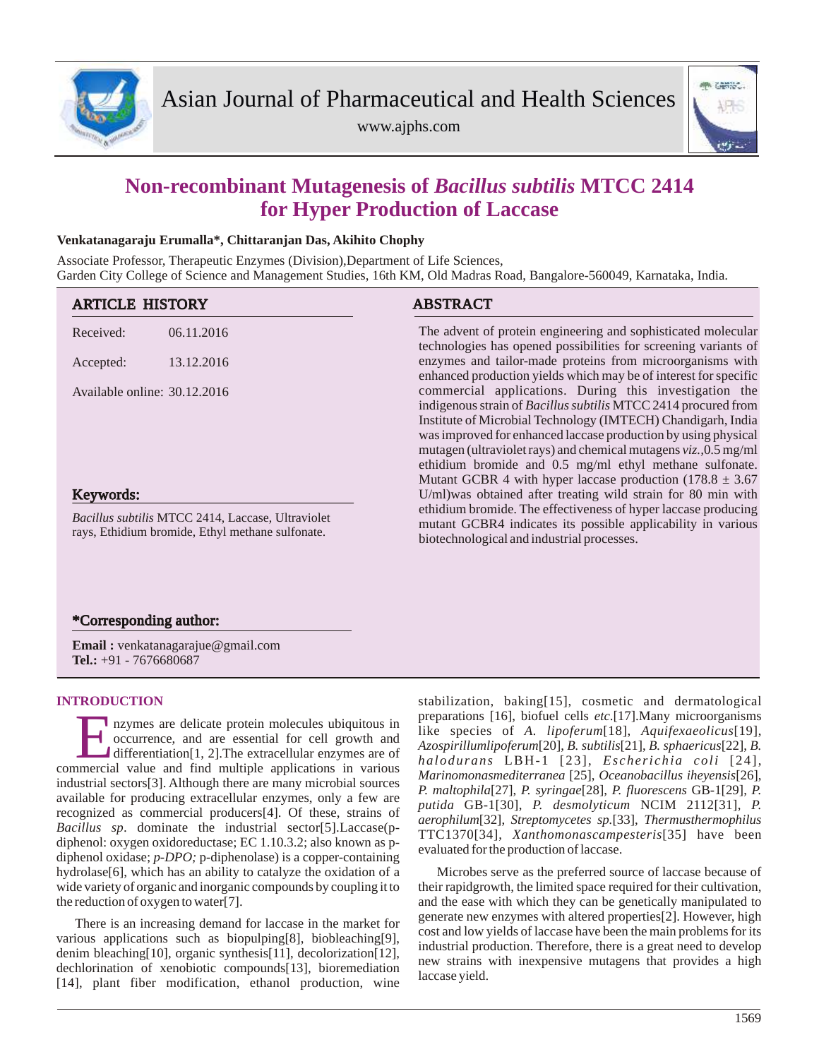# Non-recombinant Mutagenesis of *Bacillus subtilis* MTCC 2414 for Hyper Production of Laccase

**Venkatanagaraju Erumalla\*, Chittaranjan Das, Akihito Chophy**

Associate Professor, Therapeutic Enzymes (Division),Department of Life Sciences,
Garden City College of Science and Management Studies, 16th KM, Old Madras Road, Bangalore-560049, Karnataka, India.

## ARTICLE HISTORY

Received: 06.11.2016

Accepted: 13.12.2016

Available online: 30.12.2016

## Keywords:

*Bacillus subtilis* MTCC 2414, Laccase, Ultraviolet rays, Ethidium bromide, Ethyl methane sulfonate.

## \*Corresponding author:

**Email :** venkatanagarajue@gmail.com
**Tel.:** +91 - 7676680687

## ABSTRACT

The advent of protein engineering and sophisticated molecular technologies has opened possibilities for screening variants of enzymes and tailor-made proteins from microorganisms with enhanced production yields which may be of interest for specific commercial applications. During this investigation the indigenous strain of *Bacillus subtilis* MTCC 2414 procured from Institute of Microbial Technology (IMTECH) Chandigarh, India was improved for enhanced laccase production by using physical mutagen (ultraviolet rays) and chemical mutagens *viz.*,0.5 mg/ml ethidium bromide and 0.5 mg/ml ethyl methane sulfonate. Mutant GCBR 4 with hyper laccase production (178.8 ± 3.67 U/ml)was obtained after treating wild strain for 80 min with ethidium bromide. The effectiveness of hyper laccase producing mutant GCBR4 indicates its possible applicability in various biotechnological and industrial processes.

## INTRODUCTION

Enzymes are delicate protein molecules ubiquitous in occurrence, and are essential for cell growth and differentiation[1, 2].The extracellular enzymes are of commercial value and find multiple applications in various industrial sectors[3]. Although there are many microbial sources available for producing extracellular enzymes, only a few are recognized as commercial producers[4]. Of these, strains of *Bacillus sp*. dominate the industrial sector[5].Laccase(p-diphenol: oxygen oxidoreductase; EC 1.10.3.2; also known as p-diphenol oxidase; *p-DPO;* p-diphenolase) is a copper-containing hydrolase[6], which has an ability to catalyze the oxidation of a wide variety of organic and inorganic compounds by coupling it to the reduction of oxygen to water[7].

There is an increasing demand for laccase in the market for various applications such as biopulping[8], biobleaching[9], denim bleaching[10], organic synthesis[11], decolorization[12], dechlorination of xenobiotic compounds[13], bioremediation [14], plant fiber modification, ethanol production, wine stabilization, baking[15], cosmetic and dermatological preparations [16], biofuel cells *etc*.[17].Many microorganisms like species of *A. lipoferum*[18], *Aquifexaeolicus*[19], *Azospirillumlipoferum*[20], *B. subtilis*[21], *B. sphaericus*[22], *B. halodurans* LBH-1 [23], *Escherichia coli* [24], *Marinomonasmediterranea* [25], *Oceanobacillus iheyensis*[26], *P. maltophila*[27], *P. syringae*[28], *P. fluorescens* GB-1[29], *P. putida* GB-1[30], *P. desmolyticum* NCIM 2112[31], *P. aerophilum*[32], *Streptomycetes sp.*[33], *Thermusthermophilus* TTC1370[34], *Xanthomonascampesteris*[35] have been evaluated for the production of laccase.

Microbes serve as the preferred source of laccase because of their rapidgrowth, the limited space required for their cultivation, and the ease with which they can be genetically manipulated to generate new enzymes with altered properties[2]. However, high cost and low yields of laccase have been the main problems for its industrial production. Therefore, there is a great need to develop new strains with inexpensive mutagens that provides a high laccase yield.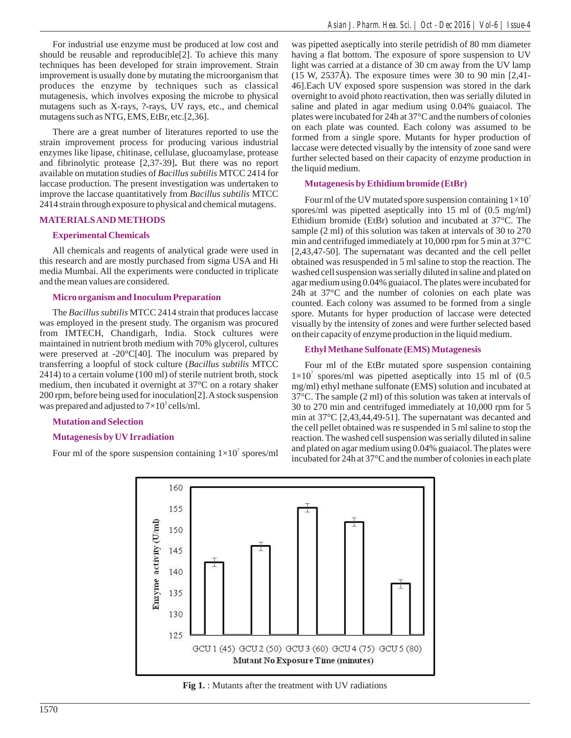For industrial use enzyme must be produced at low cost and should be reusable and reproducible[2]. To achieve this many techniques has been developed for strain improvement. Strain improvement is usually done by mutating the microorganism that produces the enzyme by techniques such as classical mutagenesis, which involves exposing the microbe to physical mutagens such as X-rays, ?-rays, UV rays, etc., and chemical mutagens such as NTG, EMS, EtBr, etc.[2,36].

There are a great number of literatures reported to use the strain improvement process for producing various industrial enzymes like lipase, chitinase, cellulase, glucoamylase, protease and fibrinolytic protease [2,37-39]**.** But there was no report available on mutation studies of *Bacillus subtilis* MTCC 2414 for laccase production. The present investigation was undertaken to improve the laccase quantitatively from *Bacillus subtilis* MTCC 2414 strain through exposure to physical and chemical mutagens.

## MATERIALS AND METHODS

### Experimental Chemicals

All chemicals and reagents of analytical grade were used in this research and are mostly purchased from sigma USA and Hi media Mumbai. All the experiments were conducted in triplicate and the mean values are considered.

### Micro organism and Inoculum Preparation

The *Bacillus subtilis* MTCC 2414 strain that produces laccase was employed in the present study. The organism was procured from IMTECH, Chandigarh, India. Stock cultures were maintained in nutrient broth medium with 70% glycerol, cultures were preserved at -20°C[40]. The inoculum was prepared by transferring a loopful of stock culture (*Bacillus subtilis* MTCC 2414) to a certain volume (100 ml) of sterile nutrient broth, stock medium, then incubated it overnight at 37°C on a rotary shaker 200 rpm, before being used for inoculation[2]. A stock suspension was prepared and adjusted to $7\times10^3$ cells/ml.

### Mutation and Selection

### Mutagenesis by UV Irradiation

Four ml of the spore suspension containing $1\times10^7$ spores/ml was pipetted aseptically into sterile petridish of 80 mm diameter having a flat bottom. The exposure of spore suspension to UV light was carried at a distance of 30 cm away from the UV lamp (15 W, 2537Å). The exposure times were 30 to 90 min [2,41-46].Each UV exposed spore suspension was stored in the dark overnight to avoid photo reactivation, then was serially diluted in saline and plated in agar medium using 0.04% guaiacol. The plates were incubated for 24h at 37°C and the numbers of colonies on each plate was counted. Each colony was assumed to be formed from a single spore. Mutants for hyper production of laccase were detected visually by the intensity of zone sand were further selected based on their capacity of enzyme production in the liquid medium.

### Mutagenesis by Ethidium bromide (EtBr)

Four ml of the UV mutated spore suspension containing $1\times10^7$ spores/ml was pipetted aseptically into 15 ml of (0.5 mg/ml) Ethidium bromide (EtBr) solution and incubated at 37°C. The sample (2 ml) of this solution was taken at intervals of 30 to 270 min and centrifuged immediately at 10,000 rpm for 5 min at 37°C [2,43,47-50]. The supernatant was decanted and the cell pellet obtained was resuspended in 5 ml saline to stop the reaction. The washed cell suspension was serially diluted in saline and plated on agar medium using 0.04% guaiacol. The plates were incubated for 24h at 37°C and the number of colonies on each plate was counted. Each colony was assumed to be formed from a single spore. Mutants for hyper production of laccase were detected visually by the intensity of zones and were further selected based on their capacity of enzyme production in the liquid medium.

### Ethyl Methane Sulfonate (EMS) Mutagenesis

Four ml of the EtBr mutated spore suspension containing $1\times10^7$ spores/ml was pipetted aseptically into 15 ml of (0.5 mg/ml) ethyl methane sulfonate (EMS) solution and incubated at 37°C. The sample (2 ml) of this solution was taken at intervals of 30 to 270 min and centrifuged immediately at 10,000 rpm for 5 min at 37°C [2,43,44,49-51]. The supernatant was decanted and the cell pellet obtained was re suspended in 5 ml saline to stop the reaction. The washed cell suspension was serially diluted in saline and plated on agar medium using 0.04% guaiacol. The plates were incubated for 24h at 37°C and the number of colonies in each plate

**Fig 1.** : Mutants after the treatment with UV radiations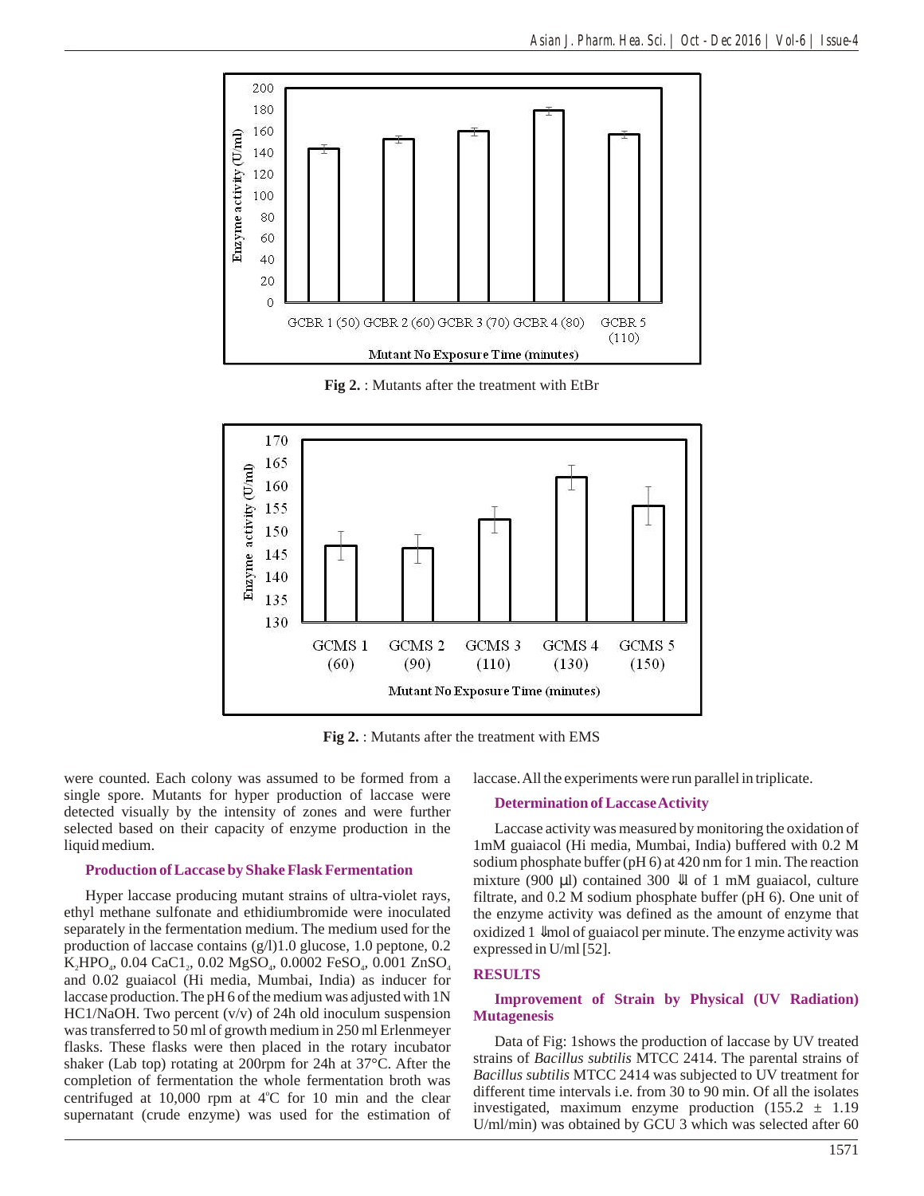Fig 2. : Mutants after the treatment with EtBr

Fig 2. : Mutants after the treatment with EMS

were counted. Each colony was assumed to be formed from a single spore. Mutants for hyper production of laccase were detected visually by the intensity of zones and were further selected based on their capacity of enzyme production in the liquid medium.

### Production of Laccase by Shake Flask Fermentation

Hyper laccase producing mutant strains of ultra-violet rays, ethyl methane sulfonate and ethidiumbromide were inoculated separately in the fermentation medium. The medium used for the production of laccase contains (g/l)1.0 glucose, 1.0 peptone, 0.2 $K_2HPO_4$, 0.04 $CaC1_2$, 0.02 $MgSO_4$, 0.0002 $FeSO_4$, 0.001 $ZnSO_4$ and 0.02 guaiacol (Hi media, Mumbai, India) as inducer for laccase production. The pH 6 of the medium was adjusted with 1N HC1/NaOH. Two percent (v/v) of 24h old inoculum suspension was transferred to 50 ml of growth medium in 250 ml Erlenmeyer flasks. These flasks were then placed in the rotary incubator shaker (Lab top) rotating at 200rpm for 24h at 37°C. After the completion of fermentation the whole fermentation broth was centrifuged at 10,000 rpm at 4°C for 10 min and the clear supernatant (crude enzyme) was used for the estimation of laccase. All the experiments were run parallel in triplicate.

### Determination of Laccase Activity

Laccase activity was measured by monitoring the oxidation of 1mM guaiacol (Hi media, Mumbai, India) buffered with 0.2 M sodium phosphate buffer (pH 6) at 420 nm for 1 min. The reaction mixture (900 µl) contained 300 µl of 1 mM guaiacol, culture filtrate, and 0.2 M sodium phosphate buffer (pH 6). One unit of the enzyme activity was defined as the amount of enzyme that oxidized 1 µmol of guaiacol per minute. The enzyme activity was expressed in U/ml [52].

## RESULTS

### Improvement of Strain by Physical (UV Radiation) Mutagenesis

Data of Fig: 1shows the production of laccase by UV treated strains of *Bacillus subtilis* MTCC 2414. The parental strains of *Bacillus subtilis* MTCC 2414 was subjected to UV treatment for different time intervals i.e. from 30 to 90 min. Of all the isolates investigated, maximum enzyme production (155.2 ± 1.19 U/ml/min) was obtained by GCU 3 which was selected after 60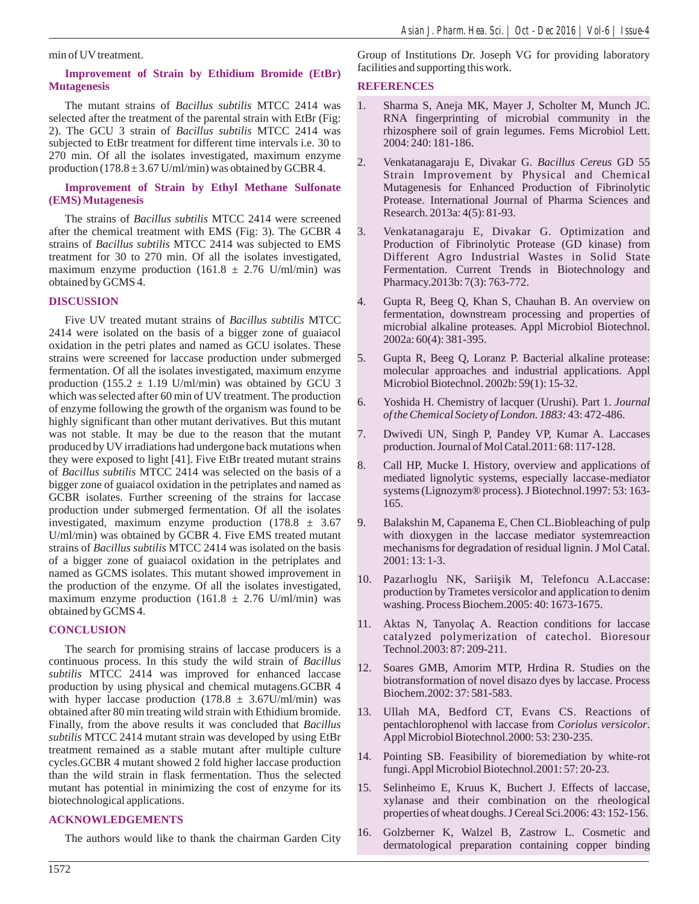min of UV treatment.

### Improvement of Strain by Ethidium Bromide (EtBr) Mutagenesis

The mutant strains of *Bacillus subtilis* MTCC 2414 was selected after the treatment of the parental strain with EtBr (Fig: 2). The GCU 3 strain of *Bacillus subtilis* MTCC 2414 was subjected to EtBr treatment for different time intervals i.e. 30 to 270 min. Of all the isolates investigated, maximum enzyme production ($178.8 \pm 3.67$ U/ml/min) was obtained by GCBR 4.

### Improvement of Strain by Ethyl Methane Sulfonate (EMS) Mutagenesis

The strains of *Bacillus subtilis* MTCC 2414 were screened after the chemical treatment with EMS (Fig: 3). The GCBR 4 strains of *Bacillus subtilis* MTCC 2414 was subjected to EMS treatment for 30 to 270 min. Of all the isolates investigated, maximum enzyme production ($161.8 \pm 2.76$ U/ml/min) was obtained by GCMS 4.

## DISCUSSION

Five UV treated mutant strains of *Bacillus subtilis* MTCC 2414 were isolated on the basis of a bigger zone of guaiacol oxidation in the petri plates and named as GCU isolates. These strains were screened for laccase production under submerged fermentation. Of all the isolates investigated, maximum enzyme production ($155.2 \pm 1.19$ U/ml/min) was obtained by GCU 3 which was selected after 60 min of UV treatment. The production of enzyme following the growth of the organism was found to be highly significant than other mutant derivatives. But this mutant was not stable. It may be due to the reason that the mutant produced by UV irradiations had undergone back mutations when they were exposed to light [41]. Five EtBr treated mutant strains of *Bacillus subtilis* MTCC 2414 was selected on the basis of a bigger zone of guaiacol oxidation in the petriplates and named as GCBR isolates. Further screening of the strains for laccase production under submerged fermentation. Of all the isolates investigated, maximum enzyme production ($178.8 \pm 3.67$ U/ml/min) was obtained by GCBR 4. Five EMS treated mutant strains of *Bacillus subtilis* MTCC 2414 was isolated on the basis of a bigger zone of guaiacol oxidation in the petriplates and named as GCMS isolates. This mutant showed improvement in the production of the enzyme. Of all the isolates investigated, maximum enzyme production ($161.8 \pm 2.76$ U/ml/min) was obtained by GCMS 4.

## CONCLUSION

The search for promising strains of laccase producers is a continuous process. In this study the wild strain of *Bacillus subtilis* MTCC 2414 was improved for enhanced laccase production by using physical and chemical mutagens.GCBR 4 with hyper laccase production ($178.8 \pm 3.67$U/ml/min) was obtained after 80 min treating wild strain with Ethidium bromide. Finally, from the above results it was concluded that *Bacillus subtilis* MTCC 2414 mutant strain was developed by using EtBr treatment remained as a stable mutant after multiple culture cycles.GCBR 4 mutant showed 2 fold higher laccase production than the wild strain in flask fermentation. Thus the selected mutant has potential in minimizing the cost of enzyme for its biotechnological applications.

## ACKNOWLEDGEMENTS

The authors would like to thank the chairman Garden City Group of Institutions Dr. Joseph VG for providing laboratory facilities and supporting this work.

## REFERENCES

1. Sharma S, Aneja MK, Mayer J, Scholter M, Munch JC. RNA fingerprinting of microbial community in the rhizosphere soil of grain legumes. Fems Microbiol Lett. 2004: 240: 181-186.
2. Venkatanagaraju E, Divakar G. *Bacillus Cereus* GD 55 Strain Improvement by Physical and Chemical Mutagenesis for Enhanced Production of Fibrinolytic Protease. International Journal of Pharma Sciences and Research. 2013a: 4(5): 81-93.
3. Venkatanagaraju E, Divakar G. Optimization and Production of Fibrinolytic Protease (GD kinase) from Different Agro Industrial Wastes in Solid State Fermentation. Current Trends in Biotechnology and Pharmacy.2013b: 7(3): 763-772.
4. Gupta R, Beeg Q, Khan S, Chauhan B. An overview on fermentation, downstream processing and properties of microbial alkaline proteases. Appl Microbiol Biotechnol. 2002a: 60(4): 381-395.
5. Gupta R, Beeg Q, Loranz P. Bacterial alkaline protease: molecular approaches and industrial applications. Appl Microbiol Biotechnol. 2002b: 59(1): 15-32.
6. Yoshida H. Chemistry of lacquer (Urushi). Part 1. *Journal of the Chemical Society of London. 1883:* 43: 472-486.
7. Dwivedi UN, Singh P, Pandey VP, Kumar A. Laccases production. Journal of Mol Catal.2011: 68: 117-128.
8. Call HP, Mucke I. History, overview and applications of mediated lignolytic systems, especially laccase-mediator systems (Lignozym® process). J Biotechnol.1997: 53: 163-165.
9. Balakshin M, Capanema E, Chen CL.Biobleaching of pulp with dioxygen in the laccase mediator systemreaction mechanisms for degradation of residual lignin. J Mol Catal. 2001: 13: 1-3.
10. Pazarlıoglu NK, Sariişik M, Telefoncu A.Laccase: production by Trametes versicolor and application to denim washing. Process Biochem.2005: 40: 1673-1675.
11. Aktas N, Tanyolaç A. Reaction conditions for laccase catalyzed polymerization of catechol. Bioresour Technol.2003: 87: 209-211.
12. Soares GMB, Amorim MTP, Hrdina R. Studies on the biotransformation of novel disazo dyes by laccase. Process Biochem.2002: 37: 581-583.
13. Ullah MA, Bedford CT, Evans CS. Reactions of pentachlorophenol with laccase from *Coriolus versicolor*. Appl Microbiol Biotechnol.2000: 53: 230-235.
14. Pointing SB. Feasibility of bioremediation by white-rot fungi. Appl Microbiol Biotechnol.2001: 57: 20-23.
15. Selinheimo E, Kruus K, Buchert J. Effects of laccase, xylanase and their combination on the rheological properties of wheat doughs. J Cereal Sci.2006: 43: 152-156.
16. Golzberner K, Walzel B, Zastrow L. Cosmetic and dermatological preparation containing copper binding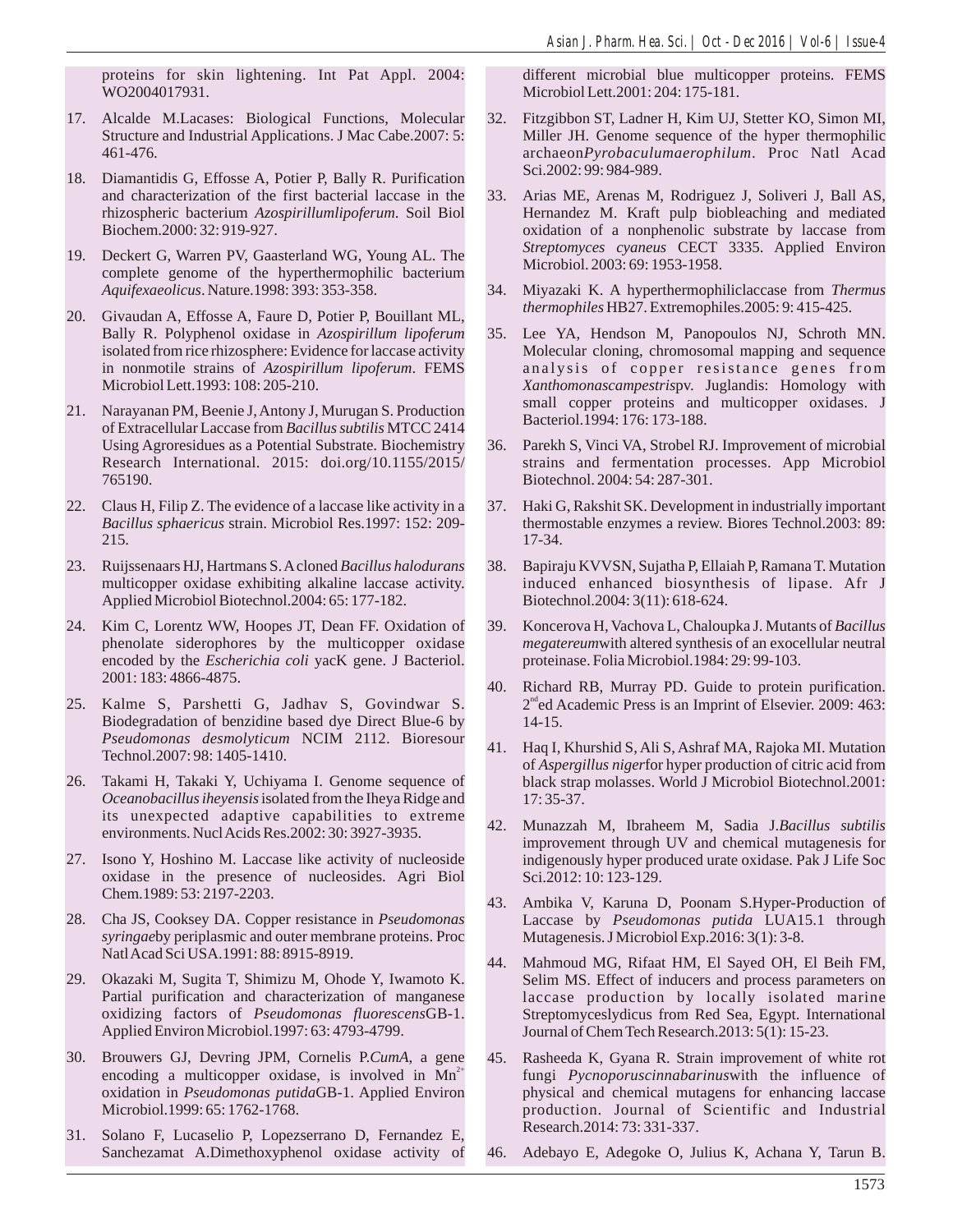proteins for skin lightening. Int Pat Appl. 2004: WO2004017931.

17. Alcalde M.Lacases: Biological Functions, Molecular Structure and Industrial Applications. J Mac Cabe.2007: 5: 461-476.

18. Diamantidis G, Effosse A, Potier P, Bally R. Purification and characterization of the first bacterial laccase in the rhizospheric bacterium *Azospirillumlipoferum*. Soil Biol Biochem.2000: 32: 919-927.

19. Deckert G, Warren PV, Gaasterland WG, Young AL. The complete genome of the hyperthermophilic bacterium *Aquifexaeolicus*. Nature.1998: 393: 353-358.

20. Givaudan A, Effosse A, Faure D, Potier P, Bouillant ML, Bally R. Polyphenol oxidase in *Azospirillum lipoferum* isolated from rice rhizosphere: Evidence for laccase activity in nonmotile strains of *Azospirillum lipoferum*. FEMS Microbiol Lett.1993: 108: 205-210.

21. Narayanan PM, Beenie J, Antony J, Murugan S. Production of Extracellular Laccase from *Bacillus subtilis* MTCC 2414 Using Agroresidues as a Potential Substrate. Biochemistry Research International. 2015: doi.org/10.1155/2015/765190.

22. Claus H, Filip Z. The evidence of a laccase like activity in a *Bacillus sphaericus* strain. Microbiol Res.1997: 152: 209-215.

23. Ruijssenaars HJ, Hartmans S. A cloned *Bacillus halodurans* multicopper oxidase exhibiting alkaline laccase activity. Applied Microbiol Biotechnol.2004: 65: 177-182.

24. Kim C, Lorentz WW, Hoopes JT, Dean FF. Oxidation of phenolate siderophores by the multicopper oxidase encoded by the *Escherichia coli* yacK gene. J Bacteriol. 2001: 183: 4866-4875.

25. Kalme S, Parshetti G, Jadhav S, Govindwar S. Biodegradation of benzidine based dye Direct Blue-6 by *Pseudomonas desmolyticum* NCIM 2112. Bioresour Technol.2007: 98: 1405-1410.

26. Takami H, Takaki Y, Uchiyama I. Genome sequence of *Oceanobacillus iheyensis* isolated from the Iheya Ridge and its unexpected adaptive capabilities to extreme environments. Nucl Acids Res.2002: 30: 3927-3935.

27. Isono Y, Hoshino M. Laccase like activity of nucleoside oxidase in the presence of nucleosides. Agri Biol Chem.1989: 53: 2197-2203.

28. Cha JS, Cooksey DA. Copper resistance in *Pseudomonas syringae*by periplasmic and outer membrane proteins. Proc Natl Acad Sci USA.1991: 88: 8915-8919.

29. Okazaki M, Sugita T, Shimizu M, Ohode Y, Iwamoto K. Partial purification and characterization of manganese oxidizing factors of *Pseudomonas fluorescens*GB-1. Applied Environ Microbiol.1997: 63: 4793-4799.

30. Brouwers GJ, Devring JPM, Cornelis P.*CumA*, a gene encoding a multicopper oxidase, is involved in $Mn^{2+}$ oxidation in *Pseudomonas putida*GB-1. Applied Environ Microbiol.1999: 65: 1762-1768.

31. Solano F, Lucaselio P, Lopezserrano D, Fernandez E, Sanchezamat A.Dimethoxyphenol oxidase activity of different microbial blue multicopper proteins. FEMS Microbiol Lett.2001: 204: 175-181.

32. Fitzgibbon ST, Ladner H, Kim UJ, Stetter KO, Simon MI, Miller JH. Genome sequence of the hyper thermophilic archaeon*Pyrobaculumaerophilum*. Proc Natl Acad Sci.2002: 99: 984-989.

33. Arias ME, Arenas M, Rodriguez J, Soliveri J, Ball AS, Hernandez M. Kraft pulp biobleaching and mediated oxidation of a nonphenolic substrate by laccase from *Streptomyces cyaneus* CECT 3335. Applied Environ Microbiol. 2003: 69: 1953-1958.

34. Miyazaki K. A hyperthermophiliclaccase from *Thermus thermophiles* HB27. Extremophiles.2005: 9: 415-425.

35. Lee YA, Hendson M, Panopoulos NJ, Schroth MN. Molecular cloning, chromosomal mapping and sequence analysis of copper resistance genes from *Xanthomonascampestris*pv. Juglandis: Homology with small copper proteins and multicopper oxidases. J Bacteriol.1994: 176: 173-188.

36. Parekh S, Vinci VA, Strobel RJ. Improvement of microbial strains and fermentation processes. App Microbiol Biotechnol. 2004: 54: 287-301.

37. Haki G, Rakshit SK. Development in industrially important thermostable enzymes a review. Biores Technol.2003: 89: 17-34.

38. Bapiraju KVVSN, Sujatha P, Ellaiah P, Ramana T. Mutation induced enhanced biosynthesis of lipase. Afr J Biotechnol.2004: 3(11): 618-624.

39. Koncerova H, Vachova L, Chaloupka J. Mutants of *Bacillus megatereum*with altered synthesis of an exocellular neutral proteinase. Folia Microbiol.1984: 29: 99-103.

40. Richard RB, Murray PD. Guide to protein purification. 2nd ed Academic Press is an Imprint of Elsevier. 2009: 463: 14-15.

41. Haq I, Khurshid S, Ali S, Ashraf MA, Rajoka MI. Mutation of *Aspergillus niger*for hyper production of citric acid from black strap molasses. World J Microbiol Biotechnol.2001: 17: 35-37.

42. Munazzah M, Ibraheem M, Sadia J.*Bacillus subtilis* improvement through UV and chemical mutagenesis for indigenously hyper produced urate oxidase. Pak J Life Soc Sci.2012: 10: 123-129.

43. Ambika V, Karuna D, Poonam S.Hyper-Production of Laccase by *Pseudomonas putida* LUA15.1 through Mutagenesis. J Microbiol Exp.2016: 3(1): 3-8.

44. Mahmoud MG, Rifaat HM, El Sayed OH, El Beih FM, Selim MS. Effect of inducers and process parameters on laccase production by locally isolated marine Streptomyceslydicus from Red Sea, Egypt. International Journal of ChemTech Research.2013: 5(1): 15-23.

45. Rasheeda K, Gyana R. Strain improvement of white rot fungi *Pycnoporuscinnabarinus*with the influence of physical and chemical mutagens for enhancing laccase production. Journal of Scientific and Industrial Research.2014: 73: 331-337.

46. Adebayo E, Adegoke O, Julius K, Achana Y, Tarun B.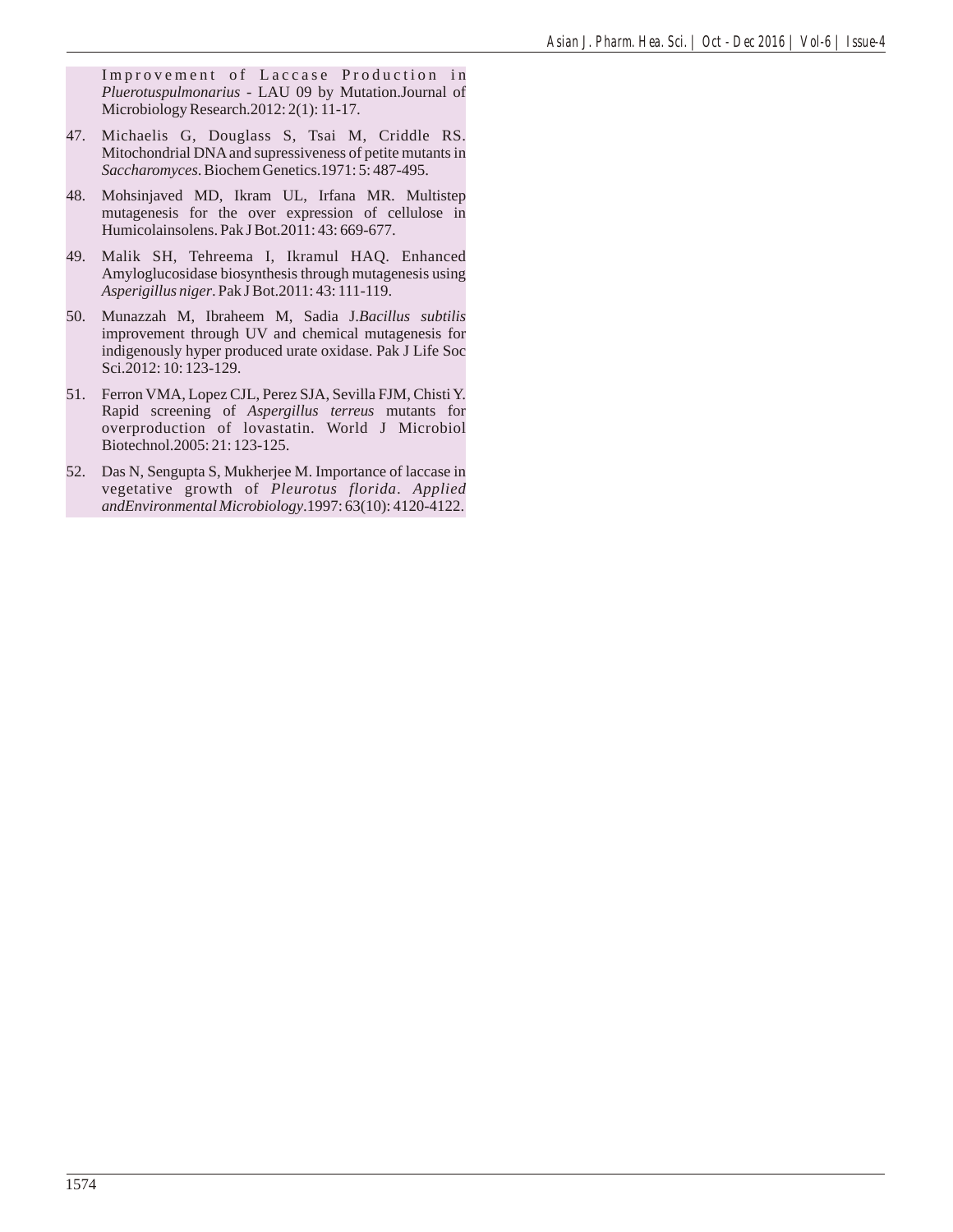Improvement of Laccase Production in *Pluerotuspulmonarius* - LAU 09 by Mutation.Journal of Microbiology Research.2012: 2(1): 11-17.

47. Michaelis G, Douglass S, Tsai M, Criddle RS. Mitochondrial DNA and supressiveness of petite mutants in *Saccharomyces*. Biochem Genetics.1971: 5: 487-495.

48. Mohsinjaved MD, Ikram UL, Irfana MR. Multistep mutagenesis for the over expression of cellulose in Humicolainsolens. Pak J Bot.2011: 43: 669-677.

49. Malik SH, Tehreema I, Ikramul HAQ. Enhanced Amyloglucosidase biosynthesis through mutagenesis using *Asperigillus niger*. Pak J Bot.2011: 43: 111-119.

50. Munazzah M, Ibraheem M, Sadia J.*Bacillus subtilis* improvement through UV and chemical mutagenesis for indigenously hyper produced urate oxidase. Pak J Life Soc Sci.2012: 10: 123-129.

51. Ferron VMA, Lopez CJL, Perez SJA, Sevilla FJM, Chisti Y. Rapid screening of *Aspergillus terreus* mutants for overproduction of lovastatin. World J Microbiol Biotechnol.2005: 21: 123-125.

52. Das N, Sengupta S, Mukherjee M. Importance of laccase in vegetative growth of *Pleurotus florida*. *Applied andEnvironmental Microbiology*.1997: 63(10): 4120-4122.